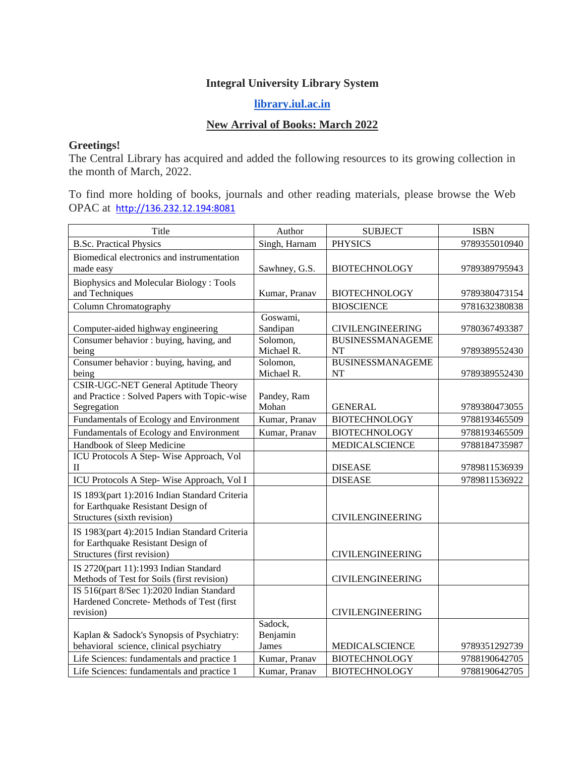# Integral University Library System

## [library.iul.ac.in](library.iul.ac.in)

## New Arrival of Books: March 2022

**Greetings!**

The Central Library has acquired and added the following resources to its growing collection in the month of March, 2022.

To find more holding of books, journals and other reading materials, please browse the Web OPAC at [http://136.232.12.194:8081](http://136.232.12.194:8081)

| Title | Author | SUBJECT | ISBN |
|---|---|---|---|
| B.Sc. Practical Physics | Singh, Harnam | PHYSICS | 9789355010940 |
| Biomedical electronics and instrumentation made easy | Sawhney, G.S. | BIOTECHNOLOGY | 9789389795943 |
| Biophysics and Molecular Biology : Tools and Techniques | Kumar, Pranav | BIOTECHNOLOGY | 9789380473154 |
| Column Chromatography | | BIOSCIENCE | 9781632380838 |
| Computer-aided highway engineering | Goswami, Sandipan | CIVILENGINEERING | 9780367493387 |
| Consumer behavior : buying, having, and being | Solomon, Michael R. | BUSINESSMANAGEMENT | 9789389552430 |
| Consumer behavior : buying, having, and being | Solomon, Michael R. | BUSINESSMANAGEMENT | 9789389552430 |
| CSIR-UGC-NET General Aptitude Theory and Practice : Solved Papers with Topic-wise Segregation | Pandey, Ram Mohan | GENERAL | 9789380473055 |
| Fundamentals of Ecology and Environment | Kumar, Pranav | BIOTECHNOLOGY | 9788193465509 |
| Fundamentals of Ecology and Environment | Kumar, Pranav | BIOTECHNOLOGY | 9788193465509 |
| Handbook of Sleep Medicine | | MEDICALSCIENCE | 9788184735987 |
| ICU Protocols A Step- Wise Approach, Vol II | | DISEASE | 9789811536939 |
| ICU Protocols A Step- Wise Approach, Vol I | | DISEASE | 9789811536922 |
| IS 1893(part 1):2016 Indian Standard Criteria for Earthquake Resistant Design of Structures (sixth revision) | | CIVILENGINEERING | |
| IS 1983(part 4):2015 Indian Standard Criteria for Earthquake Resistant Design of Structures (first revision) | | CIVILENGINEERING | |
| IS 2720(part 11):1993 Indian Standard Methods of Test for Soils (first revision) | | CIVILENGINEERING | |
| IS 516(part 8/Sec 1):2020 Indian Standard Hardened Concrete- Methods of Test (first revision) | | CIVILENGINEERING | |
| Kaplan & Sadock's Synopsis of Psychiatry: behavioral science, clinical psychiatry | Sadock, Benjamin James | MEDICALSCIENCE | 9789351292739 |
| Life Sciences: fundamentals and practice 1 | Kumar, Pranav | BIOTECHNOLOGY | 9788190642705 |
| Life Sciences: fundamentals and practice 1 | Kumar, Pranav | BIOTECHNOLOGY | 9788190642705 |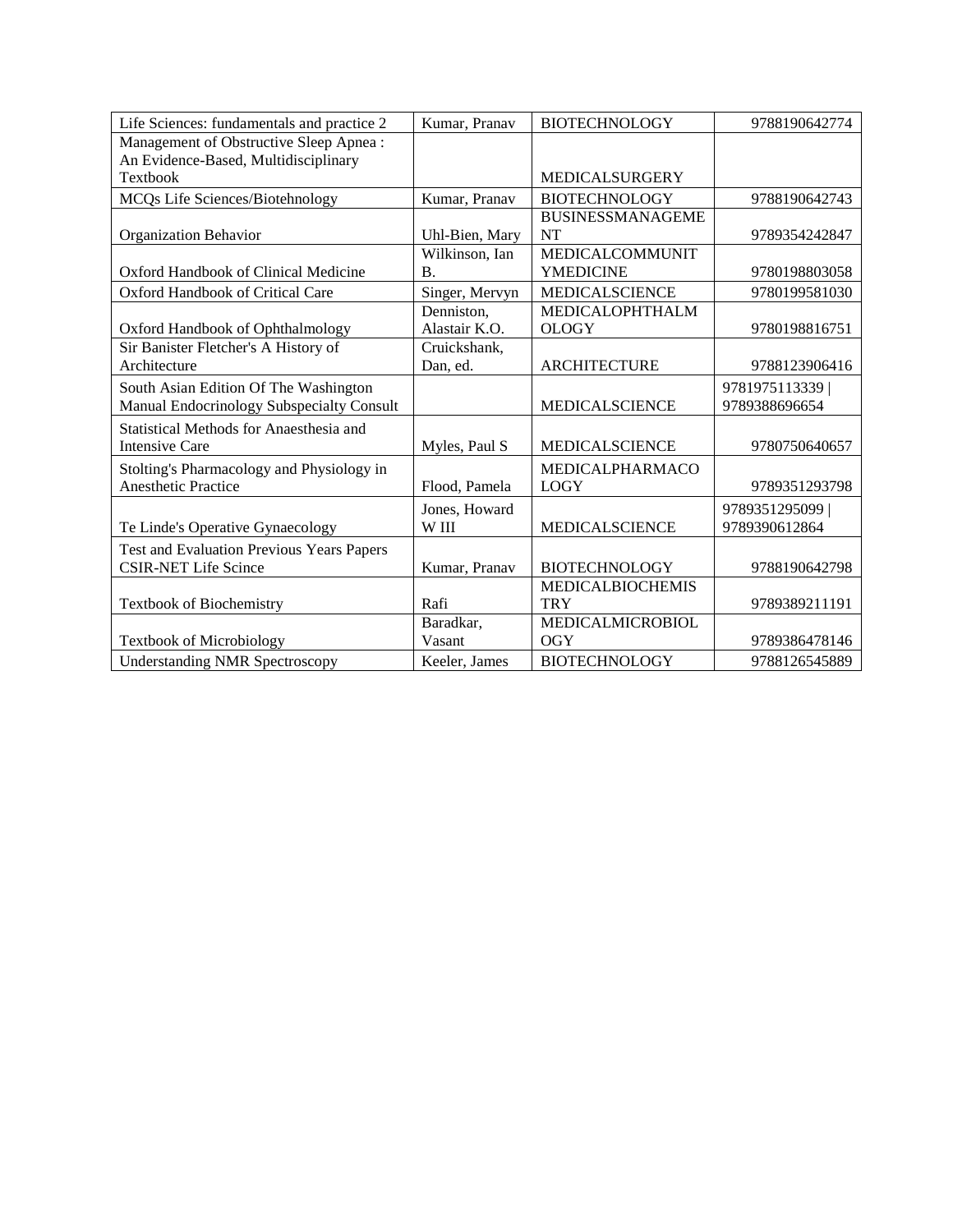| | | | |
|---|---|---|---|
| Life Sciences: fundamentals and practice 2 | Kumar, Pranav | BIOTECHNOLOGY | 9788190642774 |
| Management of Obstructive Sleep Apnea : An Evidence-Based, Multidisciplinary Textbook | | MEDICALSURGERY | |
| MCQs Life Sciences/Biotehnology | Kumar, Pranav | BIOTECHNOLOGY | 9788190642743 |
| Organization Behavior | Uhl-Bien, Mary | BUSINESSMANAGEMENT | 9789354242847 |
| Oxford Handbook of Clinical Medicine | Wilkinson, Ian B. | MEDICALCOMMUNITYMEDICINE | 9780198803058 |
| Oxford Handbook of Critical Care | Singer, Mervyn | MEDICALSCIENCE | 9780199581030 |
| Oxford Handbook of Ophthalmology | Denniston, Alastair K.O. | MEDICALOPHTHALMOLOGY | 9780198816751 |
| Sir Banister Fletcher's A History of Architecture | Cruickshank, Dan, ed. | ARCHITECTURE | 9788123906416 |
| South Asian Edition Of The Washington Manual Endocrinology Subspecialty Consult | | MEDICALSCIENCE | 9781975113339 \| 9789388696654 |
| Statistical Methods for Anaesthesia and Intensive Care | Myles, Paul S | MEDICALSCIENCE | 9780750640657 |
| Stolting's Pharmacology and Physiology in Anesthetic Practice | Flood, Pamela | MEDICALPHARMACOLOGY | 9789351293798 |
| Te Linde's Operative Gynaecology | Jones, Howard W III | MEDICALSCIENCE | 9789351295099 \| 9789390612864 |
| Test and Evaluation Previous Years Papers CSIR-NET Life Scince | Kumar, Pranav | BIOTECHNOLOGY | 9788190642798 |
| Textbook of Biochemistry | Rafi | MEDICALBIOCHEMISTRY | 9789389211191 |
| Textbook of Microbiology | Baradkar, Vasant | MEDICALMICROBIOLOGY | 9789386478146 |
| Understanding NMR Spectroscopy | Keeler, James | BIOTECHNOLOGY | 9788126545889 |